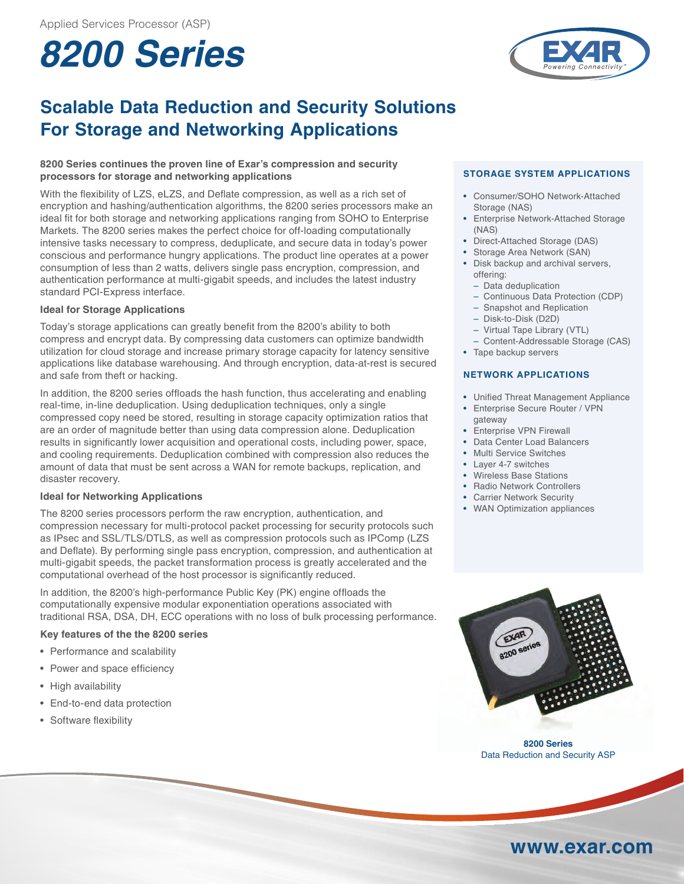Applied Services Processor (ASP)

# 8200 Series

## Scalable Data Reduction and Security Solutions For Storage and Networking Applications

**8200 Series continues the proven line of Exar's compression and security processors for storage and networking applications**

With the flexibility of LZS, eLZS, and Deflate compression, as well as a rich set of encryption and hashing/authentication algorithms, the 8200 series processors make an ideal fit for both storage and networking applications ranging from SOHO to Enterprise Markets. The 8200 series makes the perfect choice for off-loading computationally intensive tasks necessary to compress, deduplicate, and secure data in today's power conscious and performance hungry applications. The product line operates at a power consumption of less than 2 watts, delivers single pass encryption, compression, and authentication performance at multi-gigabit speeds, and includes the latest industry standard PCI-Express interface.

### Ideal for Storage Applications

Today's storage applications can greatly benefit from the 8200's ability to both compress and encrypt data. By compressing data customers can optimize bandwidth utilization for cloud storage and increase primary storage capacity for latency sensitive applications like database warehousing. And through encryption, data-at-rest is secured and safe from theft or hacking.

In addition, the 8200 series offloads the hash function, thus accelerating and enabling real-time, in-line deduplication. Using deduplication techniques, only a single compressed copy need be stored, resulting in storage capacity optimization ratios that are an order of magnitude better than using data compression alone. Deduplication results in significantly lower acquisition and operational costs, including power, space, and cooling requirements. Deduplication combined with compression also reduces the amount of data that must be sent across a WAN for remote backups, replication, and disaster recovery.

### Ideal for Networking Applications

The 8200 series processors perform the raw encryption, authentication, and compression necessary for multi-protocol packet processing for security protocols such as IPsec and SSL/TLS/DTLS, as well as compression protocols such as IPComp (LZS and Deflate). By performing single pass encryption, compression, and authentication at multi-gigabit speeds, the packet transformation process is greatly accelerated and the computational overhead of the host processor is significantly reduced.

In addition, the 8200's high-performance Public Key (PK) engine offloads the computationally expensive modular exponentiation operations associated with traditional RSA, DSA, DH, ECC operations with no loss of bulk processing performance.

### Key features of the the 8200 series

- Performance and scalability
- Power and space efficiency
- High availability
- End-to-end data protection
- Software flexibility

### STORAGE SYSTEM APPLICATIONS

- Consumer/SOHO Network-Attached Storage (NAS)
- Enterprise Network-Attached Storage (NAS)
- Direct-Attached Storage (DAS)
- Storage Area Network (SAN)
- Disk backup and archival servers, offering:
  - Data deduplication
  - Continuous Data Protection (CDP)
  - Snapshot and Replication
  - Disk-to-Disk (D2D)
  - Virtual Tape Library (VTL)
  - Content-Addressable Storage (CAS)
- Tape backup servers

### NETWORK APPLICATIONS

- Unified Threat Management Appliance
- Enterprise Secure Router / VPN gateway
- Enterprise VPN Firewall
- Data Center Load Balancers
- Multi Service Switches
- Layer 4-7 switches
- Wireless Base Stations
- Radio Network Controllers
- Carrier Network Security
- WAN Optimization appliances

**8200 Series**
Data Reduction and Security ASP

www.exar.com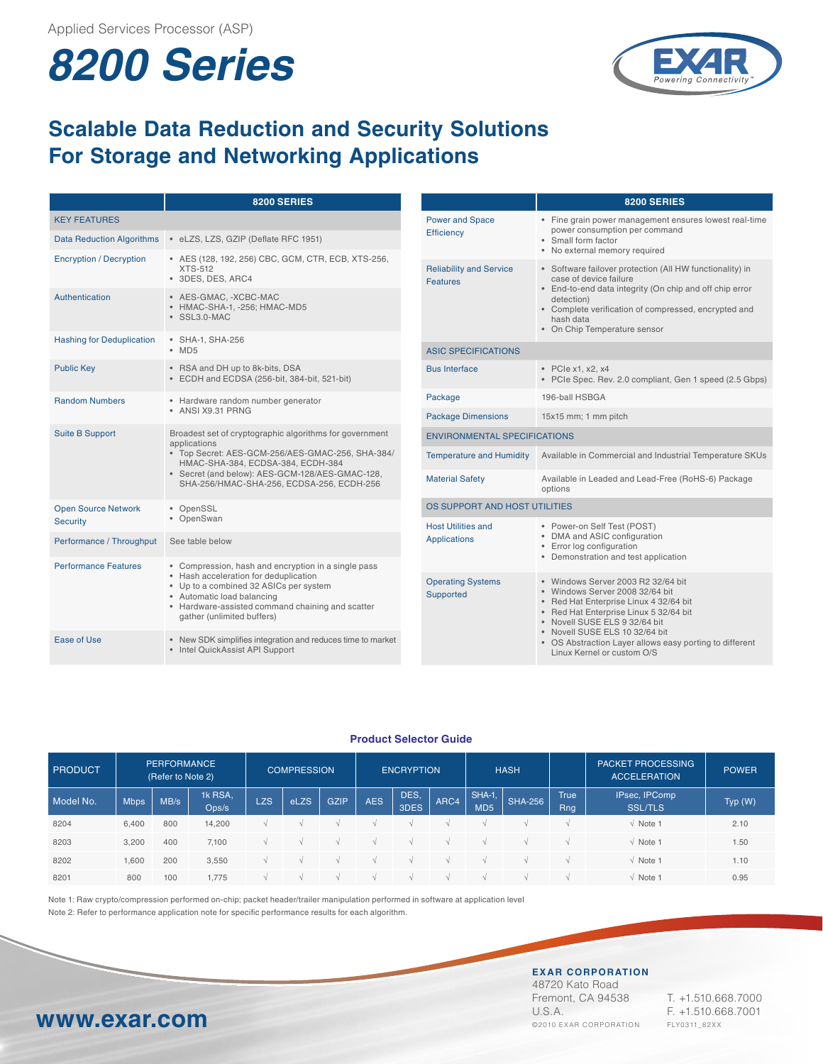Applied Services Processor (ASP)

# 8200 Series

## Scalable Data Reduction and Security Solutions For Storage and Networking Applications

| | 8200 SERIES |
|---|---|
| **KEY FEATURES** | |
| Data Reduction Algorithms | • eLZS, LZS, GZIP (Deflate RFC 1951) |
| Encryption / Decryption | • AES (128, 192, 256) CBC, GCM, CTR, ECB, XTS-256, XTS-512<br>• 3DES, DES, ARC4 |
| Authentication | • AES-GMAC, -XCBC-MAC<br>• HMAC-SHA-1, -256; HMAC-MD5<br>• SSL3.0-MAC |
| Hashing for Deduplication | • SHA-1, SHA-256<br>• MD5 |
| Public Key | • RSA and DH up to 8k-bits, DSA<br>• ECDH and ECDSA (256-bit, 384-bit, 521-bit) |
| Random Numbers | • Hardware random number generator<br>• ANSI X9.31 PRNG |
| Suite B Support | Broadest set of cryptographic algorithms for government applications<br>• Top Secret: AES-GCM-256/AES-GMAC-256, SHA-384/HMAC-SHA-384, ECDSA-384, ECDH-384<br>• Secret (and below): AES-GCM-128/AES-GMAC-128, SHA-256/HMAC-SHA-256, ECDSA-256, ECDH-256 |
| Open Source Network Security | • OpenSSL<br>• OpenSwan |
| Performance / Throughput | See table below |
| Performance Features | • Compression, hash and encryption in a single pass<br>• Hash acceleration for deduplication<br>• Up to a combined 32 ASICs per system<br>• Automatic load balancing<br>• Hardware-assisted command chaining and scatter gather (unlimited buffers) |
| Ease of Use | • New SDK simplifies integration and reduces time to market<br>• Intel QuickAssist API Support |

| | 8200 SERIES |
|---|---|
| Power and Space Efficiency | • Fine grain power management ensures lowest real-time power consumption per command<br>• Small form factor<br>• No external memory required |
| Reliability and Service Features | • Software failover protection (All HW functionality) in case of device failure<br>• End-to-end data integrity (On chip and off chip error detection)<br>• Complete verification of compressed, encrypted and hash data<br>• On Chip Temperature sensor |
| **ASIC SPECIFICATIONS** | |
| Bus Interface | • PCIe x1, x2, x4<br>• PCIe Spec. Rev. 2.0 compliant, Gen 1 speed (2.5 Gbps) |
| Package | 196-ball HSBGA |
| Package Dimensions | 15x15 mm; 1 mm pitch |
| **ENVIRONMENTAL SPECIFICATIONS** | |
| Temperature and Humidity | Available in Commercial and Industrial Temperature SKUs |
| Material Safety | Available in Leaded and Lead-Free (RoHS-6) Package options |
| **OS SUPPORT AND HOST UTILITIES** | |
| Host Utilities and Applications | • Power-on Self Test (POST)<br>• DMA and ASIC configuration<br>• Error log configuration<br>• Demonstration and test application |
| Operating Systems Supported | • Windows Server 2003 R2 32/64 bit<br>• Windows Server 2008 32/64 bit<br>• Red Hat Enterprise Linux 4 32/64 bit<br>• Red Hat Enterprise Linux 5 32/64 bit<br>• Novell SUSE ELS 9 32/64 bit<br>• Novell SUSE ELS 10 32/64 bit<br>• OS Abstraction Layer allows easy porting to different Linux Kernel or custom O/S |

### Product Selector Guide

| PRODUCT | PERFORMANCE (Refer to Note 2) | | | COMPRESSION | | | ENCRYPTION | | | HASH | | | PACKET PROCESSING ACCELERATION | POWER |
|---|---|---|---|---|---|---|---|---|---|---|---|---|---|---|
| Model No. | Mbps | MB/s | 1k RSA, Ops/s | LZS | eLZS | GZIP | AES | DES, 3DES | ARC4 | SHA-1, MD5 | SHA-256 | True Rng | IPsec, IPComp SSL/TLS | Typ (W) |
| 8204 | 6,400 | 800 | 14,200 | √ | √ | √ | √ | √ | √ | √ | √ | √ | √ Note 1 | 2.10 |
| 8203 | 3,200 | 400 | 7,100 | √ | √ | √ | √ | √ | √ | √ | √ | √ | √ Note 1 | 1.50 |
| 8202 | 1,600 | 200 | 3,550 | √ | √ | √ | √ | √ | √ | √ | √ | √ | √ Note 1 | 1.10 |
| 8201 | 800 | 100 | 1,775 | √ | √ | √ | √ | √ | √ | √ | √ | √ | √ Note 1 | 0.95 |

Note 1: Raw crypto/compression performed on-chip; packet header/trailer manipulation performed in software at application level

Note 2: Refer to performance application note for specific performance results for each algorithm.

**EXAR CORPORATION**
48720 Kato Road
Fremont, CA 94538
U.S.A.
©2010 EXAR CORPORATION

T. +1.510.668.7000
F. +1.510.668.7001
FLY0311_82XX

www.exar.com